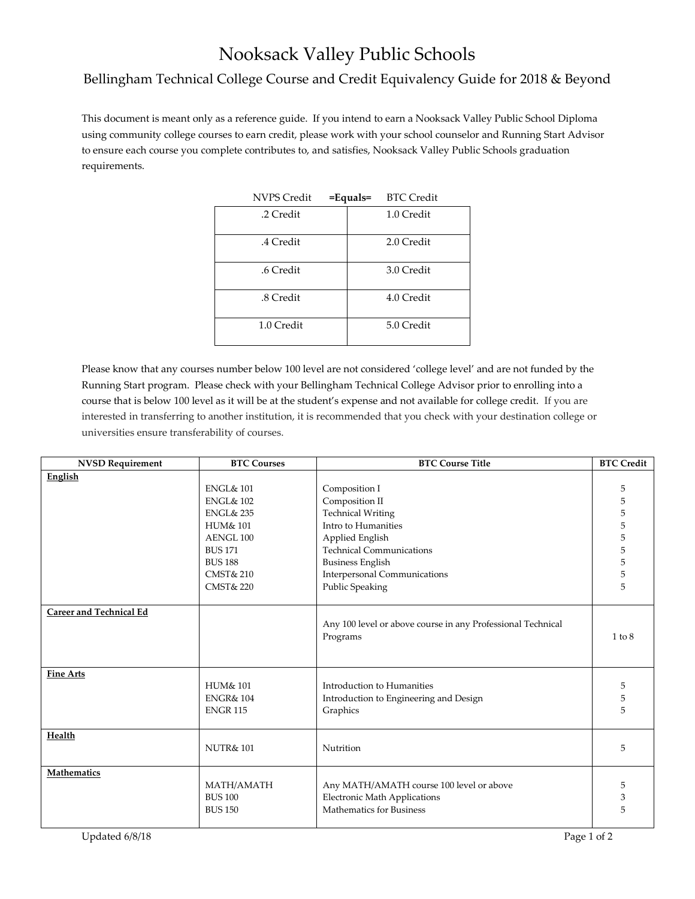# Nooksack Valley Public Schools

## Bellingham Technical College Course and Credit Equivalency Guide for 2018 & Beyond

This document is meant only as a reference guide. If you intend to earn a Nooksack Valley Public School Diploma using community college courses to earn credit, please work with your school counselor and Running Start Advisor to ensure each course you complete contributes to, and satisfies, Nooksack Valley Public Schools graduation requirements.

| NVPS Credit **=Equals=** | BTC Credit |
|---|---|
| .2 Credit | 1.0 Credit |
| .4 Credit | 2.0 Credit |
| .6 Credit | 3.0 Credit |
| .8 Credit | 4.0 Credit |
| 1.0 Credit | 5.0 Credit |

Please know that any courses number below 100 level are not considered 'college level' and are not funded by the Running Start program. Please check with your Bellingham Technical College Advisor prior to enrolling into a course that is below 100 level as it will be at the student's expense and not available for college credit. If you are interested in transferring to another institution, it is recommended that you check with your destination college or universities ensure transferability of courses.

| NVSD Requirement | BTC Courses | BTC Course Title | BTC Credit |
|---|---|---|---|
| **English** | | | |
| | ENGL& 101 | Composition I | 5 |
| | ENGL& 102 | Composition II | 5 |
| | ENGL& 235 | Technical Writing | 5 |
| | HUM& 101 | Intro to Humanities | 5 |
| | AENGL 100 | Applied English | 5 |
| | BUS 171 | Technical Communications | 5 |
| | BUS 188 | Business English | 5 |
| | CMST& 210 | Interpersonal Communications | 5 |
| | CMST& 220 | Public Speaking | 5 |
| **Career and Technical Ed** | | | |
| | | Any 100 level or above course in any Professional Technical Programs | 1 to 8 |
| **Fine Arts** | | | |
| | HUM& 101 | Introduction to Humanities | 5 |
| | ENGR& 104 | Introduction to Engineering and Design | 5 |
| | ENGR 115 | Graphics | 5 |
| **Health** | | | |
| | NUTR& 101 | Nutrition | 5 |
| **Mathematics** | | | |
| | MATH/AMATH | Any MATH/AMATH course 100 level or above | 5 |
| | BUS 100 | Electronic Math Applications | 3 |
| | BUS 150 | Mathematics for Business | 5 |

Updated 6/8/18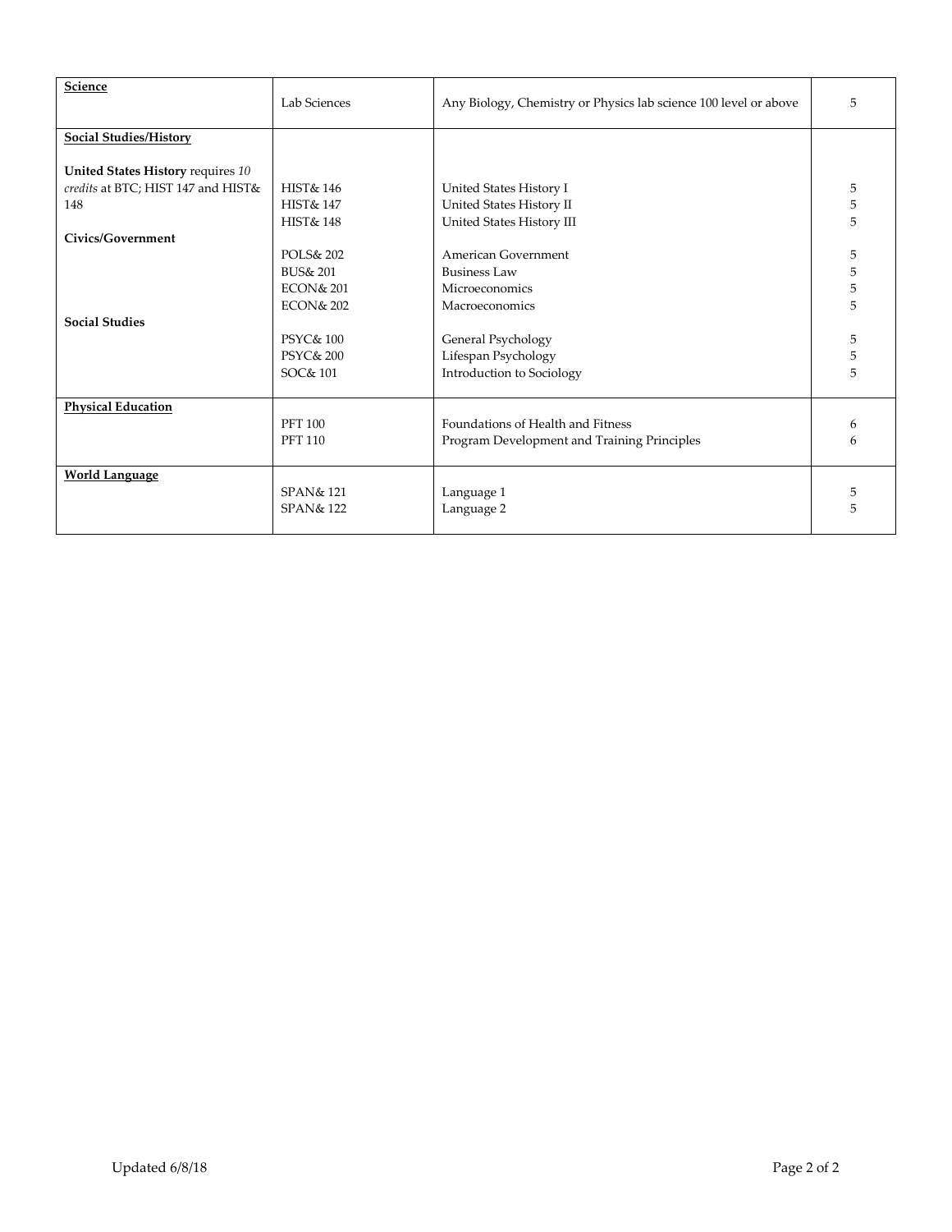| | | | |
|---|---|---|---|
| **Science** | Lab Sciences | Any Biology, Chemistry or Physics lab science 100 level or above | 5 |
| **Social Studies/History** | | | |
| **United States History** requires *10 credits* at BTC; HIST 147 and HIST& 148 | HIST& 146<br>HIST& 147<br>HIST& 148 | United States History I<br>United States History II<br>United States History III | 5<br>5<br>5 |
| **Civics/Government** | POLS& 202<br>BUS& 201<br>ECON& 201<br>ECON& 202 | American Government<br>Business Law<br>Microeconomics<br>Macroeconomics | 5<br>5<br>5<br>5 |
| **Social Studies** | PSYC& 100<br>PSYC& 200<br>SOC& 101 | General Psychology<br>Lifespan Psychology<br>Introduction to Sociology | 5<br>5<br>5 |
| **Physical Education** | PFT 100<br>PFT 110 | Foundations of Health and Fitness<br>Program Development and Training Principles | 6<br>6 |
| **World Language** | SPAN& 121<br>SPAN& 122 | Language 1<br>Language 2 | 5<br>5 |

Updated 6/8/18